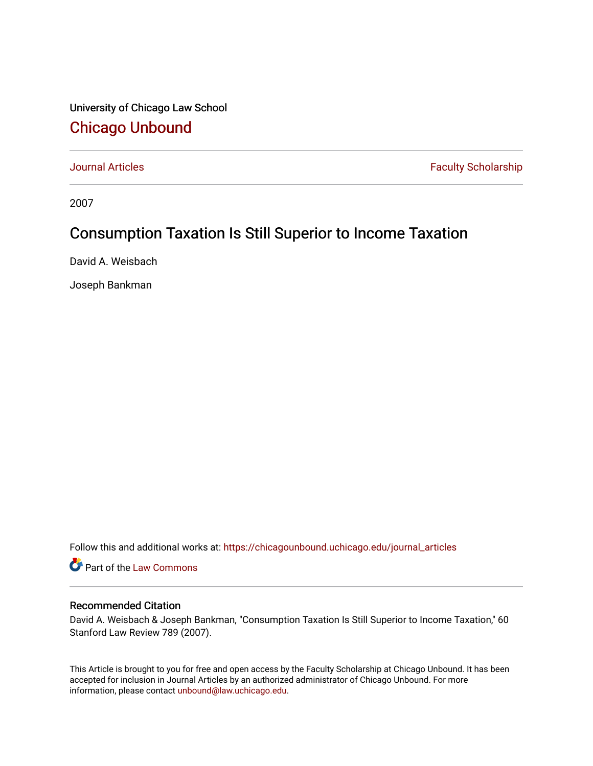University of Chicago Law School

## Chicago Unbound

Journal Articles | Faculty Scholarship

2007

# Consumption Taxation Is Still Superior to Income Taxation

David A. Weisbach

Joseph Bankman

Follow this and additional works at: https://chicagounbound.uchicago.edu/journal_articles

Part of the Law Commons

### Recommended Citation

David A. Weisbach & Joseph Bankman, "Consumption Taxation Is Still Superior to Income Taxation," 60 Stanford Law Review 789 (2007).

This Article is brought to you for free and open access by the Faculty Scholarship at Chicago Unbound. It has been accepted for inclusion in Journal Articles by an authorized administrator of Chicago Unbound. For more information, please contact unbound@law.uchicago.edu.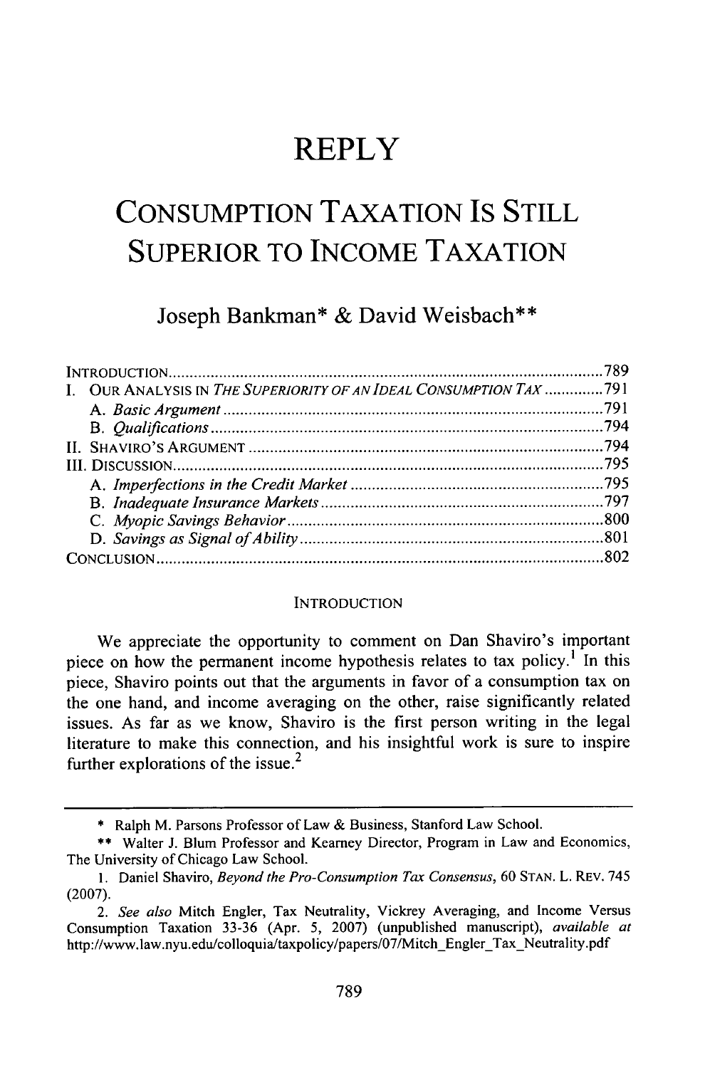# REPLY

# CONSUMPTION TAXATION IS STILL SUPERIOR TO INCOME TAXATION

Joseph Bankman* & David Weisbach**

| | |
|---|---|
| INTRODUCTION | 789 |
| I. OUR ANALYSIS IN *THE SUPERIORITY OF AN IDEAL CONSUMPTION TAX* | 791 |
| A. *Basic Argument* | 791 |
| B. *Qualifications* | 794 |
| II. SHAVIRO'S ARGUMENT | 794 |
| III. DISCUSSION | 795 |
| A. *Imperfections in the Credit Market* | 795 |
| B. *Inadequate Insurance Markets* | 797 |
| C. *Myopic Savings Behavior* | 800 |
| D. *Savings as Signal of Ability* | 801 |
| CONCLUSION | 802 |

## INTRODUCTION

We appreciate the opportunity to comment on Dan Shaviro's important piece on how the permanent income hypothesis relates to tax policy.[1] In this piece, Shaviro points out that the arguments in favor of a consumption tax on the one hand, and income averaging on the other, raise significantly related issues. As far as we know, Shaviro is the first person writing in the legal literature to make this connection, and his insightful work is sure to inspire further explorations of the issue.[2]

---

\* Ralph M. Parsons Professor of Law & Business, Stanford Law School.

\** Walter J. Blum Professor and Kearney Director, Program in Law and Economics, The University of Chicago Law School.

1. Daniel Shaviro, *Beyond the Pro-Consumption Tax Consensus*, 60 STAN. L. REV. 745 (2007).

2. *See also* Mitch Engler, Tax Neutrality, Vickrey Averaging, and Income Versus Consumption Taxation 33-36 (Apr. 5, 2007) (unpublished manuscript), *available at* http://www.law.nyu.edu/colloquia/taxpolicy/papers/07/Mitch_Engler_Tax_Neutrality.pdf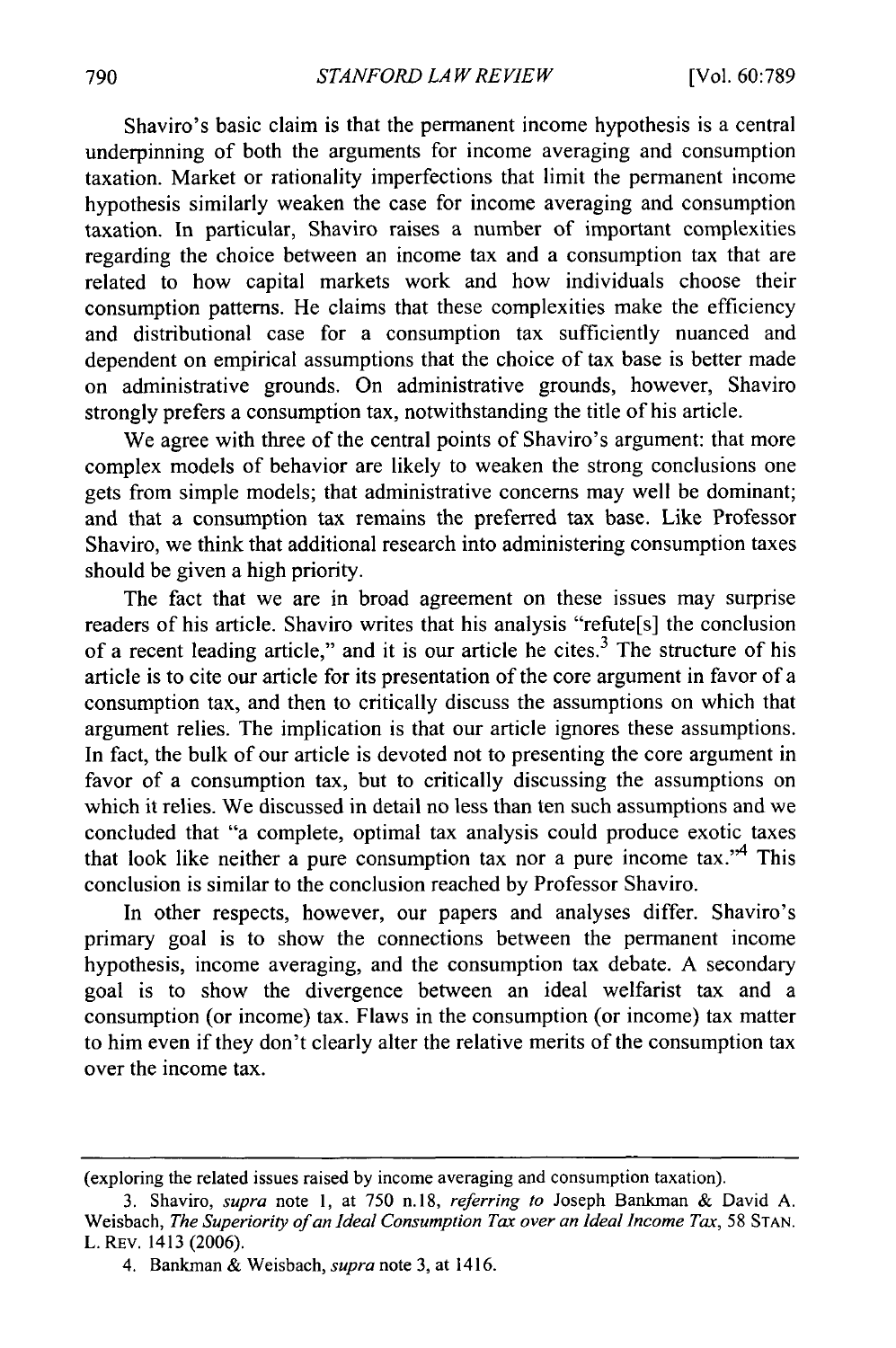Shaviro's basic claim is that the permanent income hypothesis is a central underpinning of both the arguments for income averaging and consumption taxation. Market or rationality imperfections that limit the permanent income hypothesis similarly weaken the case for income averaging and consumption taxation. In particular, Shaviro raises a number of important complexities regarding the choice between an income tax and a consumption tax that are related to how capital markets work and how individuals choose their consumption patterns. He claims that these complexities make the efficiency and distributional case for a consumption tax sufficiently nuanced and dependent on empirical assumptions that the choice of tax base is better made on administrative grounds. On administrative grounds, however, Shaviro strongly prefers a consumption tax, notwithstanding the title of his article.

We agree with three of the central points of Shaviro's argument: that more complex models of behavior are likely to weaken the strong conclusions one gets from simple models; that administrative concerns may well be dominant; and that a consumption tax remains the preferred tax base. Like Professor Shaviro, we think that additional research into administering consumption taxes should be given a high priority.

The fact that we are in broad agreement on these issues may surprise readers of his article. Shaviro writes that his analysis "refute[s] the conclusion of a recent leading article," and it is our article he cites.[3] The structure of his article is to cite our article for its presentation of the core argument in favor of a consumption tax, and then to critically discuss the assumptions on which that argument relies. The implication is that our article ignores these assumptions. In fact, the bulk of our article is devoted not to presenting the core argument in favor of a consumption tax, but to critically discussing the assumptions on which it relies. We discussed in detail no less than ten such assumptions and we concluded that "a complete, optimal tax analysis could produce exotic taxes that look like neither a pure consumption tax nor a pure income tax."[4] This conclusion is similar to the conclusion reached by Professor Shaviro.

In other respects, however, our papers and analyses differ. Shaviro's primary goal is to show the connections between the permanent income hypothesis, income averaging, and the consumption tax debate. A secondary goal is to show the divergence between an ideal welfarist tax and a consumption (or income) tax. Flaws in the consumption (or income) tax matter to him even if they don't clearly alter the relative merits of the consumption tax over the income tax.

---

(exploring the related issues raised by income averaging and consumption taxation).

3. Shaviro, *supra* note 1, at 750 n.18, *referring to* Joseph Bankman & David A. Weisbach, *The Superiority of an Ideal Consumption Tax over an Ideal Income Tax*, 58 STAN. L. REV. 1413 (2006).

4. Bankman & Weisbach, *supra* note 3, at 1416.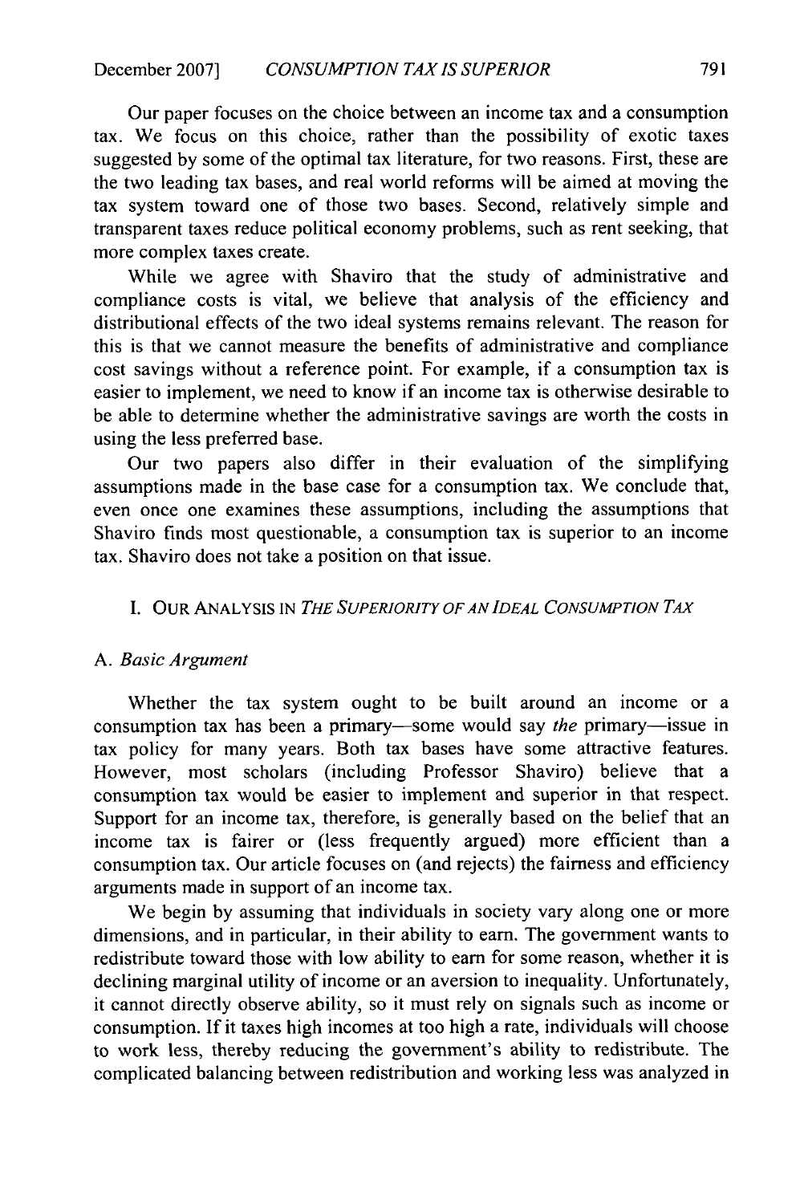Our paper focuses on the choice between an income tax and a consumption tax. We focus on this choice, rather than the possibility of exotic taxes suggested by some of the optimal tax literature, for two reasons. First, these are the two leading tax bases, and real world reforms will be aimed at moving the tax system toward one of those two bases. Second, relatively simple and transparent taxes reduce political economy problems, such as rent seeking, that more complex taxes create.

While we agree with Shaviro that the study of administrative and compliance costs is vital, we believe that analysis of the efficiency and distributional effects of the two ideal systems remains relevant. The reason for this is that we cannot measure the benefits of administrative and compliance cost savings without a reference point. For example, if a consumption tax is easier to implement, we need to know if an income tax is otherwise desirable to be able to determine whether the administrative savings are worth the costs in using the less preferred base.

Our two papers also differ in their evaluation of the simplifying assumptions made in the base case for a consumption tax. We conclude that, even once one examines these assumptions, including the assumptions that Shaviro finds most questionable, a consumption tax is superior to an income tax. Shaviro does not take a position on that issue.

## I. OUR ANALYSIS IN *THE SUPERIORITY OF AN IDEAL CONSUMPTION TAX*

### A. *Basic Argument*

Whether the tax system ought to be built around an income or a consumption tax has been a primary—some would say *the* primary—issue in tax policy for many years. Both tax bases have some attractive features. However, most scholars (including Professor Shaviro) believe that a consumption tax would be easier to implement and superior in that respect. Support for an income tax, therefore, is generally based on the belief that an income tax is fairer or (less frequently argued) more efficient than a consumption tax. Our article focuses on (and rejects) the fairness and efficiency arguments made in support of an income tax.

We begin by assuming that individuals in society vary along one or more dimensions, and in particular, in their ability to earn. The government wants to redistribute toward those with low ability to earn for some reason, whether it is declining marginal utility of income or an aversion to inequality. Unfortunately, it cannot directly observe ability, so it must rely on signals such as income or consumption. If it taxes high incomes at too high a rate, individuals will choose to work less, thereby reducing the government's ability to redistribute. The complicated balancing between redistribution and working less was analyzed in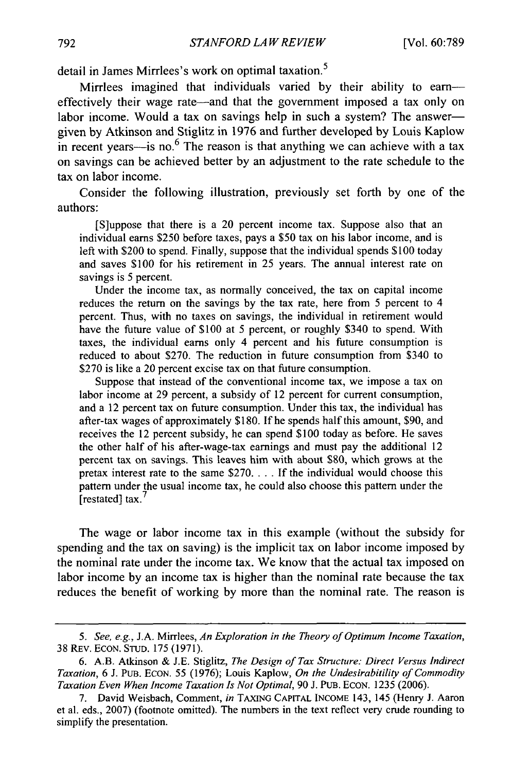detail in James Mirrlees's work on optimal taxation.[5]

Mirrlees imagined that individuals varied by their ability to earn—effectively their wage rate—and that the government imposed a tax only on labor income. Would a tax on savings help in such a system? The answer—given by Atkinson and Stiglitz in 1976 and further developed by Louis Kaplow in recent years—is no.[6] The reason is that anything we can achieve with a tax on savings can be achieved better by an adjustment to the rate schedule to the tax on labor income.

Consider the following illustration, previously set forth by one of the authors:

> [S]uppose that there is a 20 percent income tax. Suppose also that an individual earns $250 before taxes, pays a $50 tax on his labor income, and is left with $200 to spend. Finally, suppose that the individual spends $100 today and saves $100 for his retirement in 25 years. The annual interest rate on savings is 5 percent.
>
> Under the income tax, as normally conceived, the tax on capital income reduces the return on the savings by the tax rate, here from 5 percent to 4 percent. Thus, with no taxes on savings, the individual in retirement would have the future value of $100 at 5 percent, or roughly $340 to spend. With taxes, the individual earns only 4 percent and his future consumption is reduced to about $270. The reduction in future consumption from $340 to $270 is like a 20 percent excise tax on that future consumption.
>
> Suppose that instead of the conventional income tax, we impose a tax on labor income at 29 percent, a subsidy of 12 percent for current consumption, and a 12 percent tax on future consumption. Under this tax, the individual has after-tax wages of approximately $180. If he spends half this amount, $90, and receives the 12 percent subsidy, he can spend $100 today as before. He saves the other half of his after-wage-tax earnings and must pay the additional 12 percent tax on savings. This leaves him with about $80, which grows at the pretax interest rate to the same $270. . . . If the individual would choose this pattern under the usual income tax, he could also choose this pattern under the [restated] tax.[7]

The wage or labor income tax in this example (without the subsidy for spending and the tax on saving) is the implicit tax on labor income imposed by the nominal rate under the income tax. We know that the actual tax imposed on labor income by an income tax is higher than the nominal rate because the tax reduces the benefit of working by more than the nominal rate. The reason is

---

5. *See, e.g.*, J.A. Mirrlees, *An Exploration in the Theory of Optimum Income Taxation*, 38 REV. ECON. STUD. 175 (1971).

6. A.B. Atkinson & J.E. Stiglitz, *The Design of Tax Structure: Direct Versus Indirect Taxation*, 6 J. PUB. ECON. 55 (1976); Louis Kaplow, *On the Undesirabitility of Commodity Taxation Even When Income Taxation Is Not Optimal*, 90 J. PUB. ECON. 1235 (2006).

7. David Weisbach, Comment, *in* TAXING CAPITAL INCOME 143, 145 (Henry J. Aaron et al. eds., 2007) (footnote omitted). The numbers in the text reflect very crude rounding to simplify the presentation.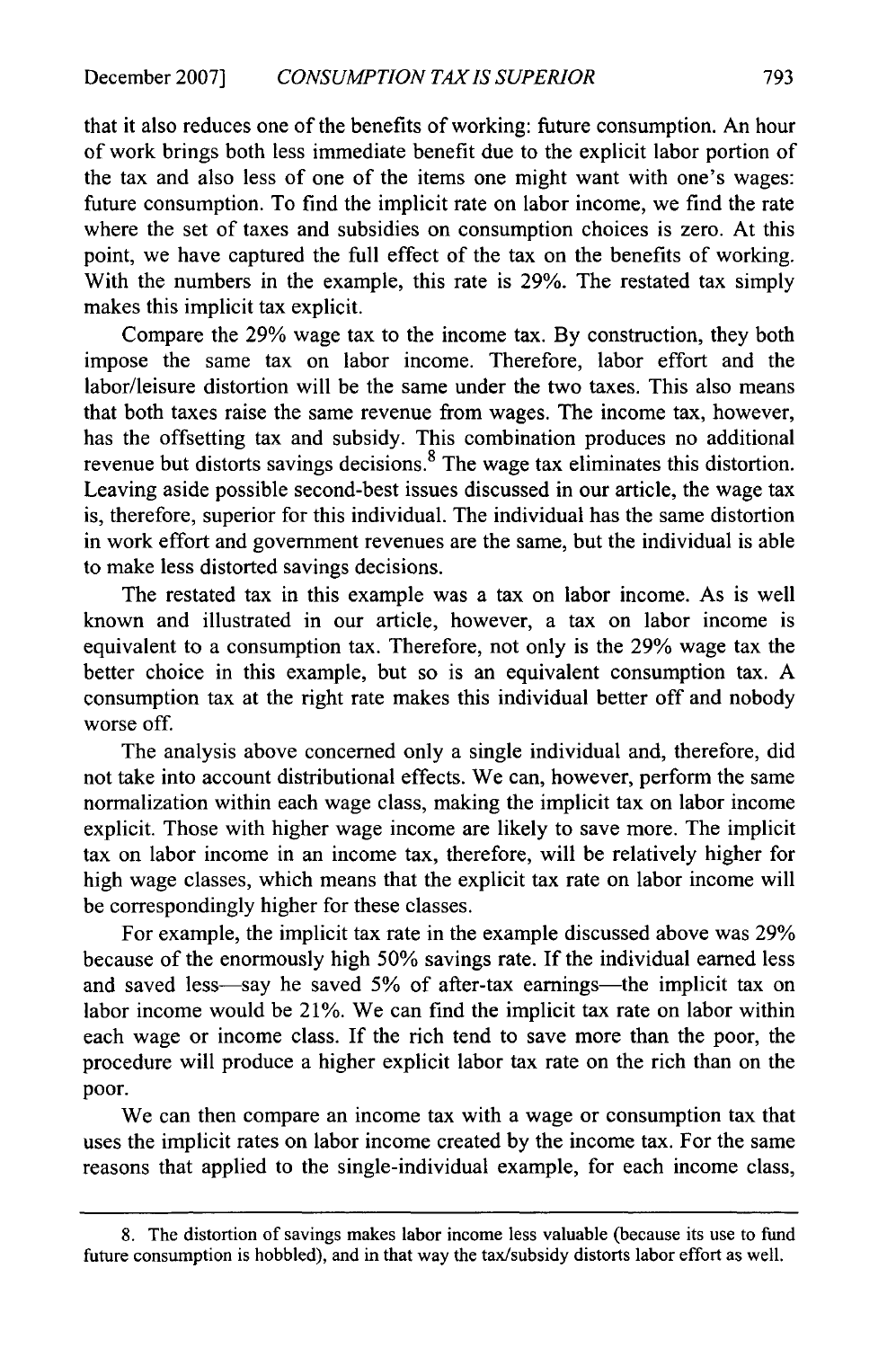that it also reduces one of the benefits of working: future consumption. An hour of work brings both less immediate benefit due to the explicit labor portion of the tax and also less of one of the items one might want with one's wages: future consumption. To find the implicit rate on labor income, we find the rate where the set of taxes and subsidies on consumption choices is zero. At this point, we have captured the full effect of the tax on the benefits of working. With the numbers in the example, this rate is 29%. The restated tax simply makes this implicit tax explicit.

Compare the 29% wage tax to the income tax. By construction, they both impose the same tax on labor income. Therefore, labor effort and the labor/leisure distortion will be the same under the two taxes. This also means that both taxes raise the same revenue from wages. The income tax, however, has the offsetting tax and subsidy. This combination produces no additional revenue but distorts savings decisions.[8] The wage tax eliminates this distortion. Leaving aside possible second-best issues discussed in our article, the wage tax is, therefore, superior for this individual. The individual has the same distortion in work effort and government revenues are the same, but the individual is able to make less distorted savings decisions.

The restated tax in this example was a tax on labor income. As is well known and illustrated in our article, however, a tax on labor income is equivalent to a consumption tax. Therefore, not only is the 29% wage tax the better choice in this example, but so is an equivalent consumption tax. A consumption tax at the right rate makes this individual better off and nobody worse off.

The analysis above concerned only a single individual and, therefore, did not take into account distributional effects. We can, however, perform the same normalization within each wage class, making the implicit tax on labor income explicit. Those with higher wage income are likely to save more. The implicit tax on labor income in an income tax, therefore, will be relatively higher for high wage classes, which means that the explicit tax rate on labor income will be correspondingly higher for these classes.

For example, the implicit tax rate in the example discussed above was 29% because of the enormously high 50% savings rate. If the individual earned less and saved less—say he saved 5% of after-tax earnings—the implicit tax on labor income would be 21%. We can find the implicit tax rate on labor within each wage or income class. If the rich tend to save more than the poor, the procedure will produce a higher explicit labor tax rate on the rich than on the poor.

We can then compare an income tax with a wage or consumption tax that uses the implicit rates on labor income created by the income tax. For the same reasons that applied to the single-individual example, for each income class,

8. The distortion of savings makes labor income less valuable (because its use to fund future consumption is hobbled), and in that way the tax/subsidy distorts labor effort as well.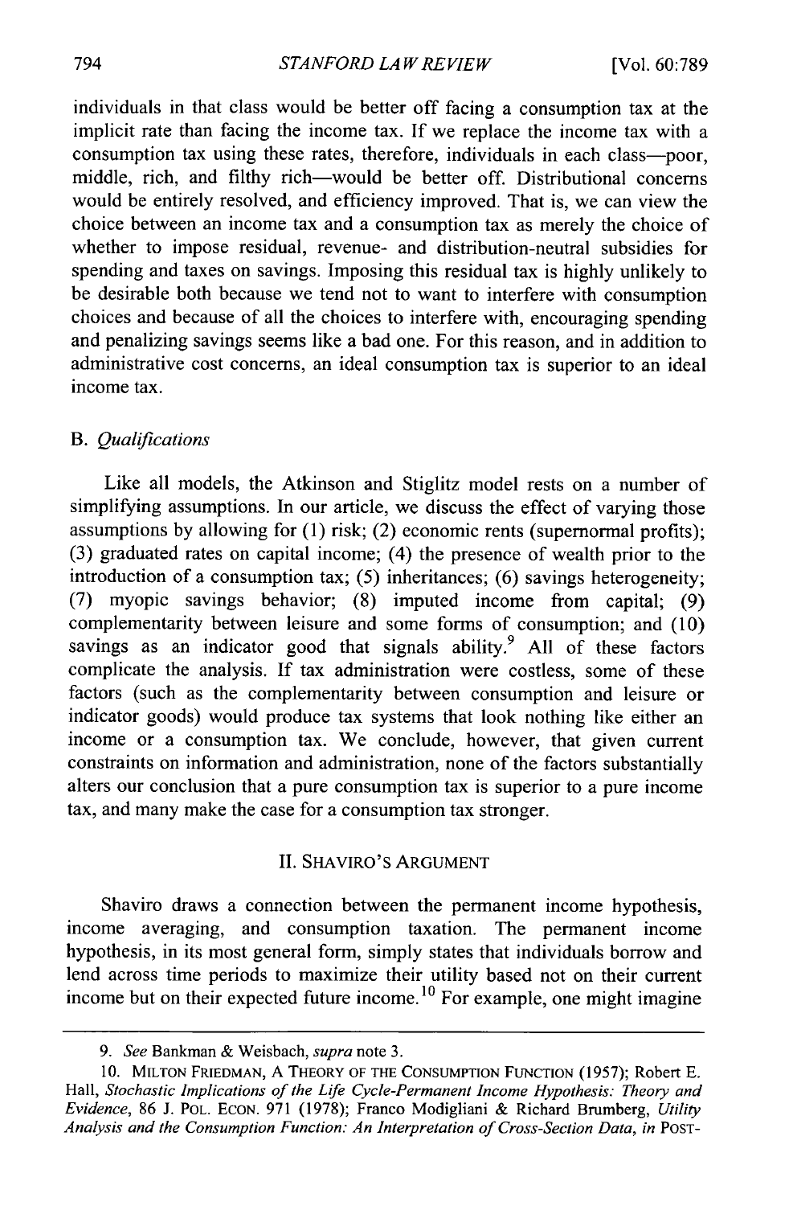individuals in that class would be better off facing a consumption tax at the implicit rate than facing the income tax. If we replace the income tax with a consumption tax using these rates, therefore, individuals in each class—poor, middle, rich, and filthy rich—would be better off. Distributional concerns would be entirely resolved, and efficiency improved. That is, we can view the choice between an income tax and a consumption tax as merely the choice of whether to impose residual, revenue- and distribution-neutral subsidies for spending and taxes on savings. Imposing this residual tax is highly unlikely to be desirable both because we tend not to want to interfere with consumption choices and because of all the choices to interfere with, encouraging spending and penalizing savings seems like a bad one. For this reason, and in addition to administrative cost concerns, an ideal consumption tax is superior to an ideal income tax.

### B. *Qualifications*

Like all models, the Atkinson and Stiglitz model rests on a number of simplifying assumptions. In our article, we discuss the effect of varying those assumptions by allowing for (1) risk; (2) economic rents (supernormal profits); (3) graduated rates on capital income; (4) the presence of wealth prior to the introduction of a consumption tax; (5) inheritances; (6) savings heterogeneity; (7) myopic savings behavior; (8) imputed income from capital; (9) complementarity between leisure and some forms of consumption; and (10) savings as an indicator good that signals ability.[9] All of these factors complicate the analysis. If tax administration were costless, some of these factors (such as the complementarity between consumption and leisure or indicator goods) would produce tax systems that look nothing like either an income or a consumption tax. We conclude, however, that given current constraints on information and administration, none of the factors substantially alters our conclusion that a pure consumption tax is superior to a pure income tax, and many make the case for a consumption tax stronger.

## II. SHAVIRO'S ARGUMENT

Shaviro draws a connection between the permanent income hypothesis, income averaging, and consumption taxation. The permanent income hypothesis, in its most general form, simply states that individuals borrow and lend across time periods to maximize their utility based not on their current income but on their expected future income.[10] For example, one might imagine

---

9. *See* Bankman & Weisbach, *supra* note 3.

10. MILTON FRIEDMAN, A THEORY OF THE CONSUMPTION FUNCTION (1957); Robert E. Hall, *Stochastic Implications of the Life Cycle-Permanent Income Hypothesis: Theory and Evidence*, 86 J. POL. ECON. 971 (1978); Franco Modigliani & Richard Brumberg, *Utility Analysis and the Consumption Function: An Interpretation of Cross-Section Data*, *in* POST-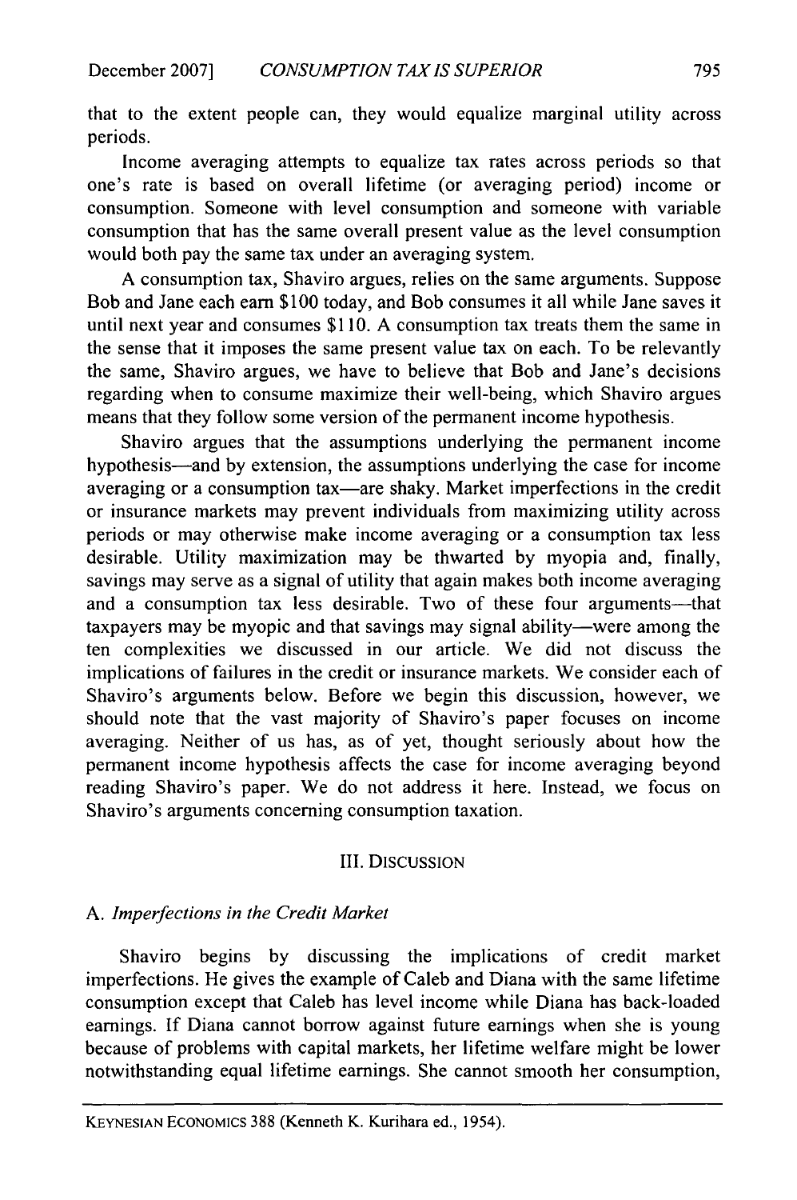that to the extent people can, they would equalize marginal utility across periods.

Income averaging attempts to equalize tax rates across periods so that one's rate is based on overall lifetime (or averaging period) income or consumption. Someone with level consumption and someone with variable consumption that has the same overall present value as the level consumption would both pay the same tax under an averaging system.

A consumption tax, Shaviro argues, relies on the same arguments. Suppose Bob and Jane each earn $100 today, and Bob consumes it all while Jane saves it until next year and consumes $110. A consumption tax treats them the same in the sense that it imposes the same present value tax on each. To be relevantly the same, Shaviro argues, we have to believe that Bob and Jane's decisions regarding when to consume maximize their well-being, which Shaviro argues means that they follow some version of the permanent income hypothesis.

Shaviro argues that the assumptions underlying the permanent income hypothesis—and by extension, the assumptions underlying the case for income averaging or a consumption tax—are shaky. Market imperfections in the credit or insurance markets may prevent individuals from maximizing utility across periods or may otherwise make income averaging or a consumption tax less desirable. Utility maximization may be thwarted by myopia and, finally, savings may serve as a signal of utility that again makes both income averaging and a consumption tax less desirable. Two of these four arguments—that taxpayers may be myopic and that savings may signal ability—were among the ten complexities we discussed in our article. We did not discuss the implications of failures in the credit or insurance markets. We consider each of Shaviro's arguments below. Before we begin this discussion, however, we should note that the vast majority of Shaviro's paper focuses on income averaging. Neither of us has, as of yet, thought seriously about how the permanent income hypothesis affects the case for income averaging beyond reading Shaviro's paper. We do not address it here. Instead, we focus on Shaviro's arguments concerning consumption taxation.

## III. DISCUSSION

### A. *Imperfections in the Credit Market*

Shaviro begins by discussing the implications of credit market imperfections. He gives the example of Caleb and Diana with the same lifetime consumption except that Caleb has level income while Diana has back-loaded earnings. If Diana cannot borrow against future earnings when she is young because of problems with capital markets, her lifetime welfare might be lower notwithstanding equal lifetime earnings. She cannot smooth her consumption,

---

KEYNESIAN ECONOMICS 388 (Kenneth K. Kurihara ed., 1954).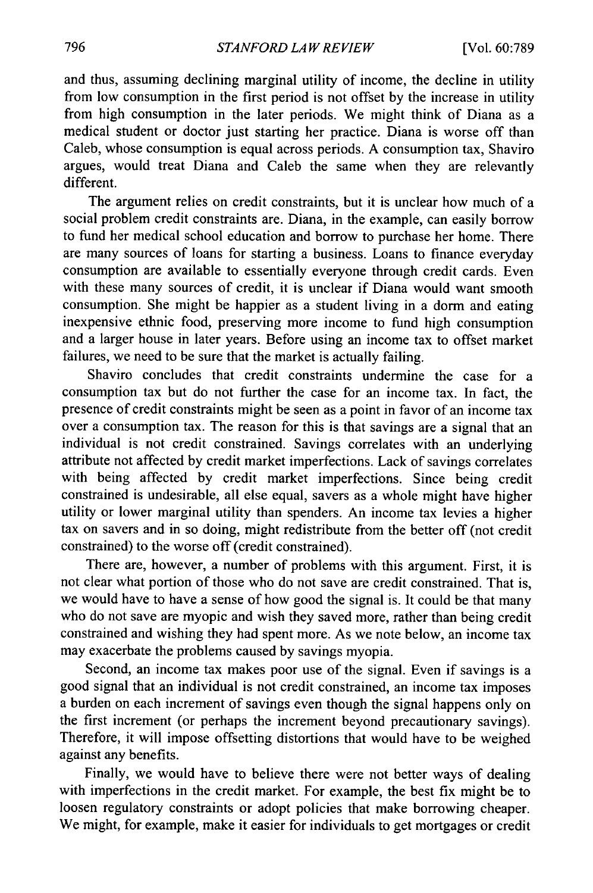and thus, assuming declining marginal utility of income, the decline in utility from low consumption in the first period is not offset by the increase in utility from high consumption in the later periods. We might think of Diana as a medical student or doctor just starting her practice. Diana is worse off than Caleb, whose consumption is equal across periods. A consumption tax, Shaviro argues, would treat Diana and Caleb the same when they are relevantly different.

The argument relies on credit constraints, but it is unclear how much of a social problem credit constraints are. Diana, in the example, can easily borrow to fund her medical school education and borrow to purchase her home. There are many sources of loans for starting a business. Loans to finance everyday consumption are available to essentially everyone through credit cards. Even with these many sources of credit, it is unclear if Diana would want smooth consumption. She might be happier as a student living in a dorm and eating inexpensive ethnic food, preserving more income to fund high consumption and a larger house in later years. Before using an income tax to offset market failures, we need to be sure that the market is actually failing.

Shaviro concludes that credit constraints undermine the case for a consumption tax but do not further the case for an income tax. In fact, the presence of credit constraints might be seen as a point in favor of an income tax over a consumption tax. The reason for this is that savings are a signal that an individual is not credit constrained. Savings correlates with an underlying attribute not affected by credit market imperfections. Lack of savings correlates with being affected by credit market imperfections. Since being credit constrained is undesirable, all else equal, savers as a whole might have higher utility or lower marginal utility than spenders. An income tax levies a higher tax on savers and in so doing, might redistribute from the better off (not credit constrained) to the worse off (credit constrained).

There are, however, a number of problems with this argument. First, it is not clear what portion of those who do not save are credit constrained. That is, we would have to have a sense of how good the signal is. It could be that many who do not save are myopic and wish they saved more, rather than being credit constrained and wishing they had spent more. As we note below, an income tax may exacerbate the problems caused by savings myopia.

Second, an income tax makes poor use of the signal. Even if savings is a good signal that an individual is not credit constrained, an income tax imposes a burden on each increment of savings even though the signal happens only on the first increment (or perhaps the increment beyond precautionary savings). Therefore, it will impose offsetting distortions that would have to be weighed against any benefits.

Finally, we would have to believe there were not better ways of dealing with imperfections in the credit market. For example, the best fix might be to loosen regulatory constraints or adopt policies that make borrowing cheaper. We might, for example, make it easier for individuals to get mortgages or credit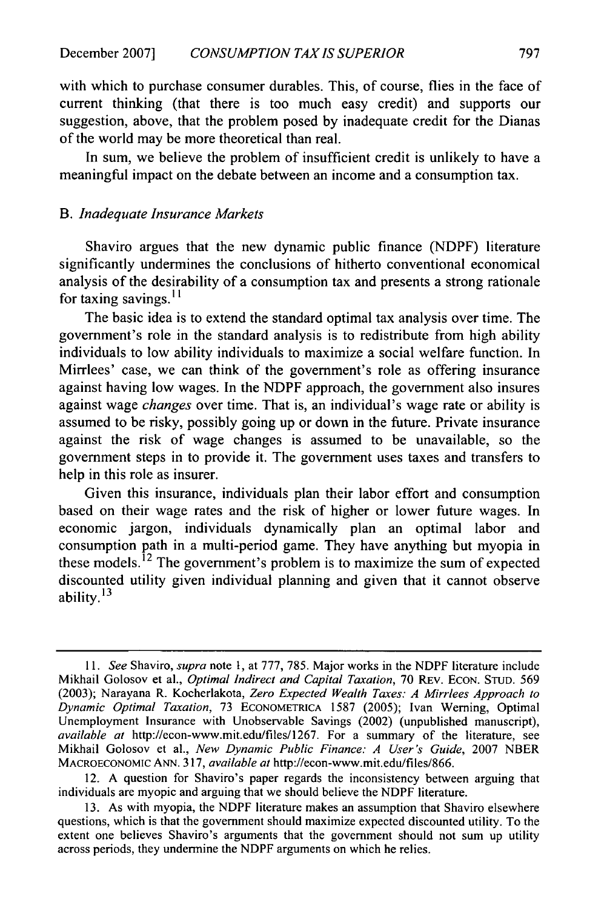with which to purchase consumer durables. This, of course, flies in the face of current thinking (that there is too much easy credit) and supports our suggestion, above, that the problem posed by inadequate credit for the Dianas of the world may be more theoretical than real.

In sum, we believe the problem of insufficient credit is unlikely to have a meaningful impact on the debate between an income and a consumption tax.

### B. *Inadequate Insurance Markets*

Shaviro argues that the new dynamic public finance (NDPF) literature significantly undermines the conclusions of hitherto conventional economical analysis of the desirability of a consumption tax and presents a strong rationale for taxing savings.[11]

The basic idea is to extend the standard optimal tax analysis over time. The government's role in the standard analysis is to redistribute from high ability individuals to low ability individuals to maximize a social welfare function. In Mirrlees' case, we can think of the government's role as offering insurance against having low wages. In the NDPF approach, the government also insures against wage *changes* over time. That is, an individual's wage rate or ability is assumed to be risky, possibly going up or down in the future. Private insurance against the risk of wage changes is assumed to be unavailable, so the government steps in to provide it. The government uses taxes and transfers to help in this role as insurer.

Given this insurance, individuals plan their labor effort and consumption based on their wage rates and the risk of higher or lower future wages. In economic jargon, individuals dynamically plan an optimal labor and consumption path in a multi-period game. They have anything but myopia in these models.[12] The government's problem is to maximize the sum of expected discounted utility given individual planning and given that it cannot observe ability.[13]

---

11. *See* Shaviro, *supra* note 1, at 777, 785. Major works in the NDPF literature include Mikhail Golosov et al., *Optimal Indirect and Capital Taxation*, 70 REV. ECON. STUD. 569 (2003); Narayana R. Kocherlakota, *Zero Expected Wealth Taxes: A Mirrlees Approach to Dynamic Optimal Taxation*, 73 ECONOMETRICA 1587 (2005); Ivan Werning, Optimal Unemployment Insurance with Unobservable Savings (2002) (unpublished manuscript), *available at* http://econ-www.mit.edu/files/1267. For a summary of the literature, see Mikhail Golosov et al., *New Dynamic Public Finance: A User's Guide*, 2007 NBER MACROECONOMIC ANN. 317, *available at* http://econ-www.mit.edu/files/866.

12. A question for Shaviro's paper regards the inconsistency between arguing that individuals are myopic and arguing that we should believe the NDPF literature.

13. As with myopia, the NDPF literature makes an assumption that Shaviro elsewhere questions, which is that the government should maximize expected discounted utility. To the extent one believes Shaviro's arguments that the government should not sum up utility across periods, they undermine the NDPF arguments on which he relies.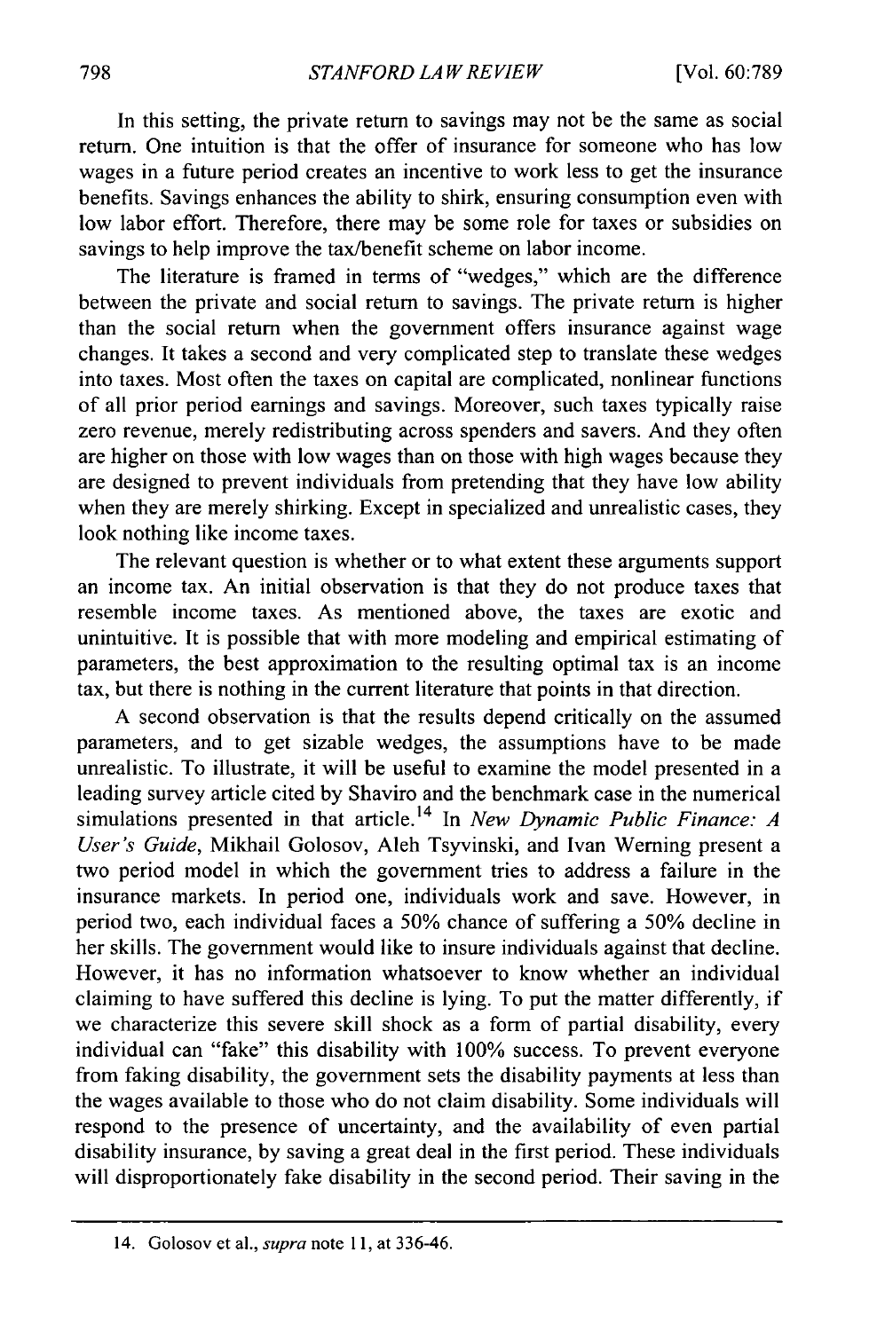In this setting, the private return to savings may not be the same as social return. One intuition is that the offer of insurance for someone who has low wages in a future period creates an incentive to work less to get the insurance benefits. Savings enhances the ability to shirk, ensuring consumption even with low labor effort. Therefore, there may be some role for taxes or subsidies on savings to help improve the tax/benefit scheme on labor income.

The literature is framed in terms of "wedges," which are the difference between the private and social return to savings. The private return is higher than the social return when the government offers insurance against wage changes. It takes a second and very complicated step to translate these wedges into taxes. Most often the taxes on capital are complicated, nonlinear functions of all prior period earnings and savings. Moreover, such taxes typically raise zero revenue, merely redistributing across spenders and savers. And they often are higher on those with low wages than on those with high wages because they are designed to prevent individuals from pretending that they have low ability when they are merely shirking. Except in specialized and unrealistic cases, they look nothing like income taxes.

The relevant question is whether or to what extent these arguments support an income tax. An initial observation is that they do not produce taxes that resemble income taxes. As mentioned above, the taxes are exotic and unintuitive. It is possible that with more modeling and empirical estimating of parameters, the best approximation to the resulting optimal tax is an income tax, but there is nothing in the current literature that points in that direction.

A second observation is that the results depend critically on the assumed parameters, and to get sizable wedges, the assumptions have to be made unrealistic. To illustrate, it will be useful to examine the model presented in a leading survey article cited by Shaviro and the benchmark case in the numerical simulations presented in that article.[14] In *New Dynamic Public Finance: A User's Guide*, Mikhail Golosov, Aleh Tsyvinski, and Ivan Werning present a two period model in which the government tries to address a failure in the insurance markets. In period one, individuals work and save. However, in period two, each individual faces a 50% chance of suffering a 50% decline in her skills. The government would like to insure individuals against that decline. However, it has no information whatsoever to know whether an individual claiming to have suffered this decline is lying. To put the matter differently, if we characterize this severe skill shock as a form of partial disability, every individual can "fake" this disability with 100% success. To prevent everyone from faking disability, the government sets the disability payments at less than the wages available to those who do not claim disability. Some individuals will respond to the presence of uncertainty, and the availability of even partial disability insurance, by saving a great deal in the first period. These individuals will disproportionately fake disability in the second period. Their saving in the

14. Golosov et al., *supra* note 11, at 336-46.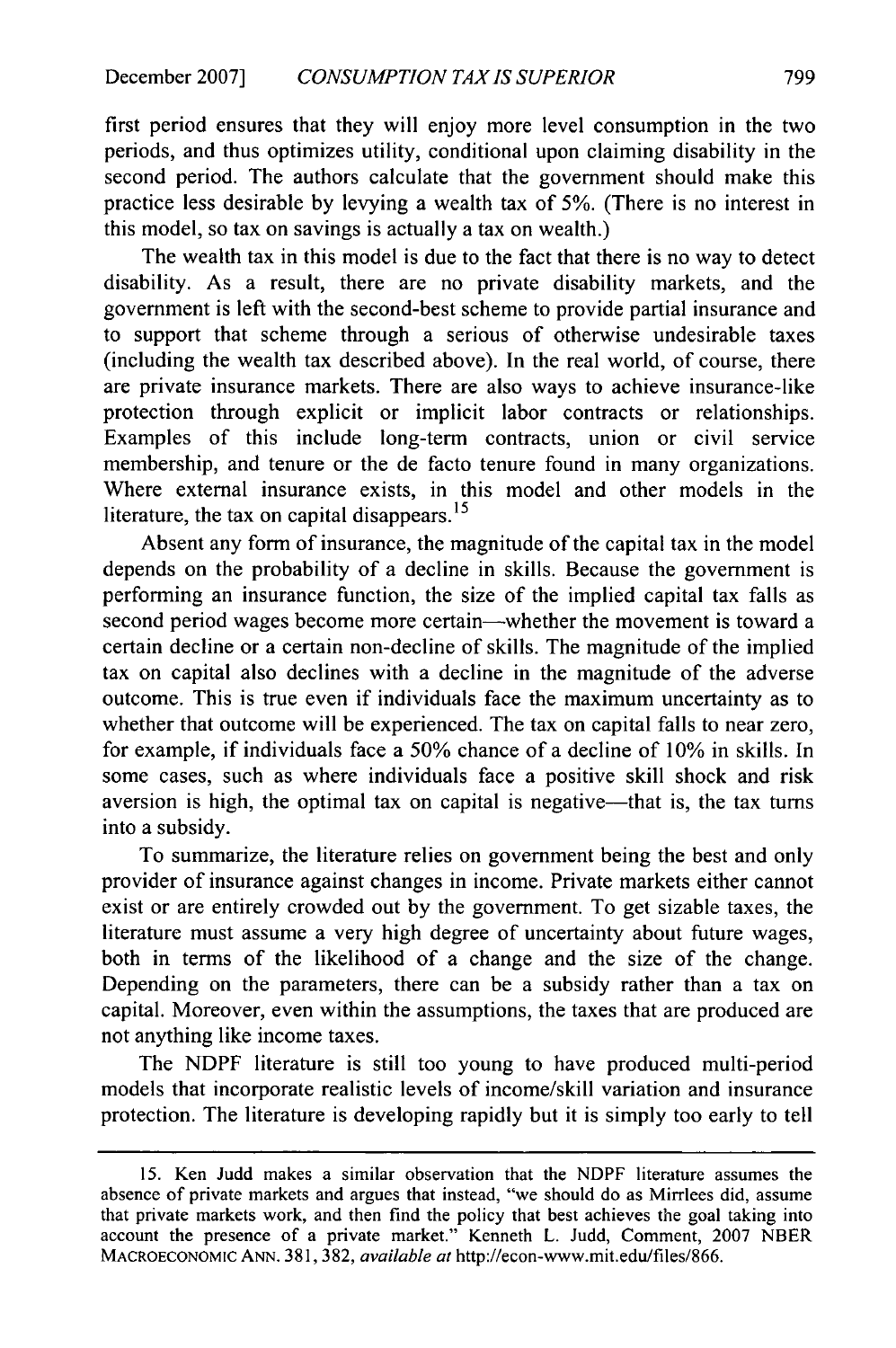first period ensures that they will enjoy more level consumption in the two periods, and thus optimizes utility, conditional upon claiming disability in the second period. The authors calculate that the government should make this practice less desirable by levying a wealth tax of 5%. (There is no interest in this model, so tax on savings is actually a tax on wealth.)

The wealth tax in this model is due to the fact that there is no way to detect disability. As a result, there are no private disability markets, and the government is left with the second-best scheme to provide partial insurance and to support that scheme through a serious of otherwise undesirable taxes (including the wealth tax described above). In the real world, of course, there are private insurance markets. There are also ways to achieve insurance-like protection through explicit or implicit labor contracts or relationships. Examples of this include long-term contracts, union or civil service membership, and tenure or the de facto tenure found in many organizations. Where external insurance exists, in this model and other models in the literature, the tax on capital disappears.[15]

Absent any form of insurance, the magnitude of the capital tax in the model depends on the probability of a decline in skills. Because the government is performing an insurance function, the size of the implied capital tax falls as second period wages become more certain—whether the movement is toward a certain decline or a certain non-decline of skills. The magnitude of the implied tax on capital also declines with a decline in the magnitude of the adverse outcome. This is true even if individuals face the maximum uncertainty as to whether that outcome will be experienced. The tax on capital falls to near zero, for example, if individuals face a 50% chance of a decline of 10% in skills. In some cases, such as where individuals face a positive skill shock and risk aversion is high, the optimal tax on capital is negative—that is, the tax turns into a subsidy.

To summarize, the literature relies on government being the best and only provider of insurance against changes in income. Private markets either cannot exist or are entirely crowded out by the government. To get sizable taxes, the literature must assume a very high degree of uncertainty about future wages, both in terms of the likelihood of a change and the size of the change. Depending on the parameters, there can be a subsidy rather than a tax on capital. Moreover, even within the assumptions, the taxes that are produced are not anything like income taxes.

The NDPF literature is still too young to have produced multi-period models that incorporate realistic levels of income/skill variation and insurance protection. The literature is developing rapidly but it is simply too early to tell

---

15. Ken Judd makes a similar observation that the NDPF literature assumes the absence of private markets and argues that instead, "we should do as Mirrlees did, assume that private markets work, and then find the policy that best achieves the goal taking into account the presence of a private market." Kenneth L. Judd, Comment, 2007 NBER MACROECONOMIC ANN. 381, 382, *available at* http://econ-www.mit.edu/files/866.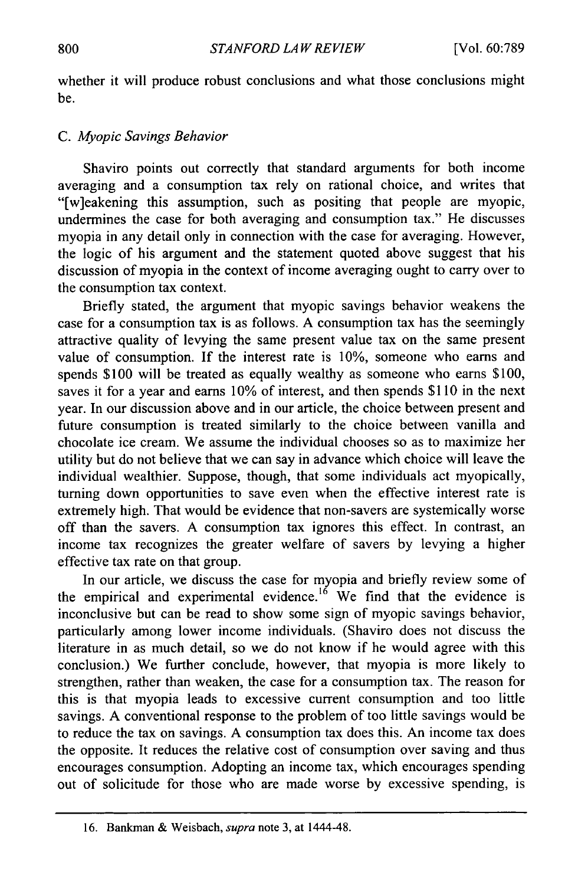whether it will produce robust conclusions and what those conclusions might be.

### C. *Myopic Savings Behavior*

Shaviro points out correctly that standard arguments for both income averaging and a consumption tax rely on rational choice, and writes that "[w]eakening this assumption, such as positing that people are myopic, undermines the case for both averaging and consumption tax." He discusses myopia in any detail only in connection with the case for averaging. However, the logic of his argument and the statement quoted above suggest that his discussion of myopia in the context of income averaging ought to carry over to the consumption tax context.

Briefly stated, the argument that myopic savings behavior weakens the case for a consumption tax is as follows. A consumption tax has the seemingly attractive quality of levying the same present value tax on the same present value of consumption. If the interest rate is 10%, someone who earns and spends $100 will be treated as equally wealthy as someone who earns $100, saves it for a year and earns 10% of interest, and then spends $110 in the next year. In our discussion above and in our article, the choice between present and future consumption is treated similarly to the choice between vanilla and chocolate ice cream. We assume the individual chooses so as to maximize her utility but do not believe that we can say in advance which choice will leave the individual wealthier. Suppose, though, that some individuals act myopically, turning down opportunities to save even when the effective interest rate is extremely high. That would be evidence that non-savers are systemically worse off than the savers. A consumption tax ignores this effect. In contrast, an income tax recognizes the greater welfare of savers by levying a higher effective tax rate on that group.

In our article, we discuss the case for myopia and briefly review some of the empirical and experimental evidence.[16] We find that the evidence is inconclusive but can be read to show some sign of myopic savings behavior, particularly among lower income individuals. (Shaviro does not discuss the literature in as much detail, so we do not know if he would agree with this conclusion.) We further conclude, however, that myopia is more likely to strengthen, rather than weaken, the case for a consumption tax. The reason for this is that myopia leads to excessive current consumption and too little savings. A conventional response to the problem of too little savings would be to reduce the tax on savings. A consumption tax does this. An income tax does the opposite. It reduces the relative cost of consumption over saving and thus encourages consumption. Adopting an income tax, which encourages spending out of solicitude for those who are made worse by excessive spending, is

---

16. Bankman & Weisbach, *supra* note 3, at 1444-48.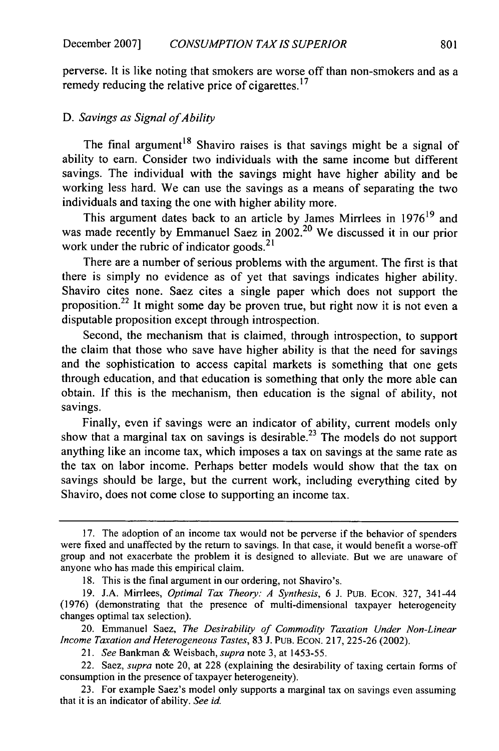perverse. It is like noting that smokers are worse off than non-smokers and as a remedy reducing the relative price of cigarettes.[17]

### D. *Savings as Signal of Ability*

The final argument[18] Shaviro raises is that savings might be a signal of ability to earn. Consider two individuals with the same income but different savings. The individual with the savings might have higher ability and be working less hard. We can use the savings as a means of separating the two individuals and taxing the one with higher ability more.

This argument dates back to an article by James Mirrlees in 1976[19] and was made recently by Emmanuel Saez in 2002.[20] We discussed it in our prior work under the rubric of indicator goods.[21]

There are a number of serious problems with the argument. The first is that there is simply no evidence as of yet that savings indicates higher ability. Shaviro cites none. Saez cites a single paper which does not support the proposition.[22] It might some day be proven true, but right now it is not even a disputable proposition except through introspection.

Second, the mechanism that is claimed, through introspection, to support the claim that those who save have higher ability is that the need for savings and the sophistication to access capital markets is something that one gets through education, and that education is something that only the more able can obtain. If this is the mechanism, then education is the signal of ability, not savings.

Finally, even if savings were an indicator of ability, current models only show that a marginal tax on savings is desirable.[23] The models do not support anything like an income tax, which imposes a tax on savings at the same rate as the tax on labor income. Perhaps better models would show that the tax on savings should be large, but the current work, including everything cited by Shaviro, does not come close to supporting an income tax.

---

17. The adoption of an income tax would not be perverse if the behavior of spenders were fixed and unaffected by the return to savings. In that case, it would benefit a worse-off group and not exacerbate the problem it is designed to alleviate. But we are unaware of anyone who has made this empirical claim.

18. This is the final argument in our ordering, not Shaviro's.

19. J.A. Mirrlees, *Optimal Tax Theory: A Synthesis*, 6 J. PUB. ECON. 327, 341-44 (1976) (demonstrating that the presence of multi-dimensional taxpayer heterogeneity changes optimal tax selection).

20. Emmanuel Saez, *The Desirability of Commodity Taxation Under Non-Linear Income Taxation and Heterogeneous Tastes*, 83 J. PUB. ECON. 217, 225-26 (2002).

21. *See* Bankman & Weisbach, *supra* note 3, at 1453-55.

22. Saez, *supra* note 20, at 228 (explaining the desirability of taxing certain forms of consumption in the presence of taxpayer heterogeneity).

23. For example Saez's model only supports a marginal tax on savings even assuming that it is an indicator of ability. *See id.*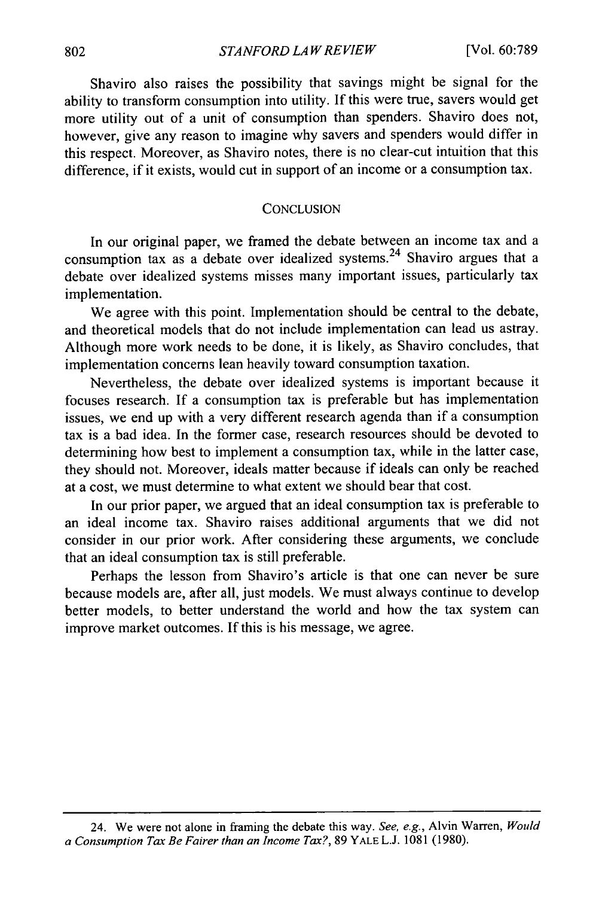Shaviro also raises the possibility that savings might be signal for the ability to transform consumption into utility. If this were true, savers would get more utility out of a unit of consumption than spenders. Shaviro does not, however, give any reason to imagine why savers and spenders would differ in this respect. Moreover, as Shaviro notes, there is no clear-cut intuition that this difference, if it exists, would cut in support of an income or a consumption tax.

## CONCLUSION

In our original paper, we framed the debate between an income tax and a consumption tax as a debate over idealized systems.[24] Shaviro argues that a debate over idealized systems misses many important issues, particularly tax implementation.

We agree with this point. Implementation should be central to the debate, and theoretical models that do not include implementation can lead us astray. Although more work needs to be done, it is likely, as Shaviro concludes, that implementation concerns lean heavily toward consumption taxation.

Nevertheless, the debate over idealized systems is important because it focuses research. If a consumption tax is preferable but has implementation issues, we end up with a very different research agenda than if a consumption tax is a bad idea. In the former case, research resources should be devoted to determining how best to implement a consumption tax, while in the latter case, they should not. Moreover, ideals matter because if ideals can only be reached at a cost, we must determine to what extent we should bear that cost.

In our prior paper, we argued that an ideal consumption tax is preferable to an ideal income tax. Shaviro raises additional arguments that we did not consider in our prior work. After considering these arguments, we conclude that an ideal consumption tax is still preferable.

Perhaps the lesson from Shaviro's article is that one can never be sure because models are, after all, just models. We must always continue to develop better models, to better understand the world and how the tax system can improve market outcomes. If this is his message, we agree.

---

24. We were not alone in framing the debate this way. *See, e.g.*, Alvin Warren, *Would a Consumption Tax Be Fairer than an Income Tax?*, 89 YALE L.J. 1081 (1980).